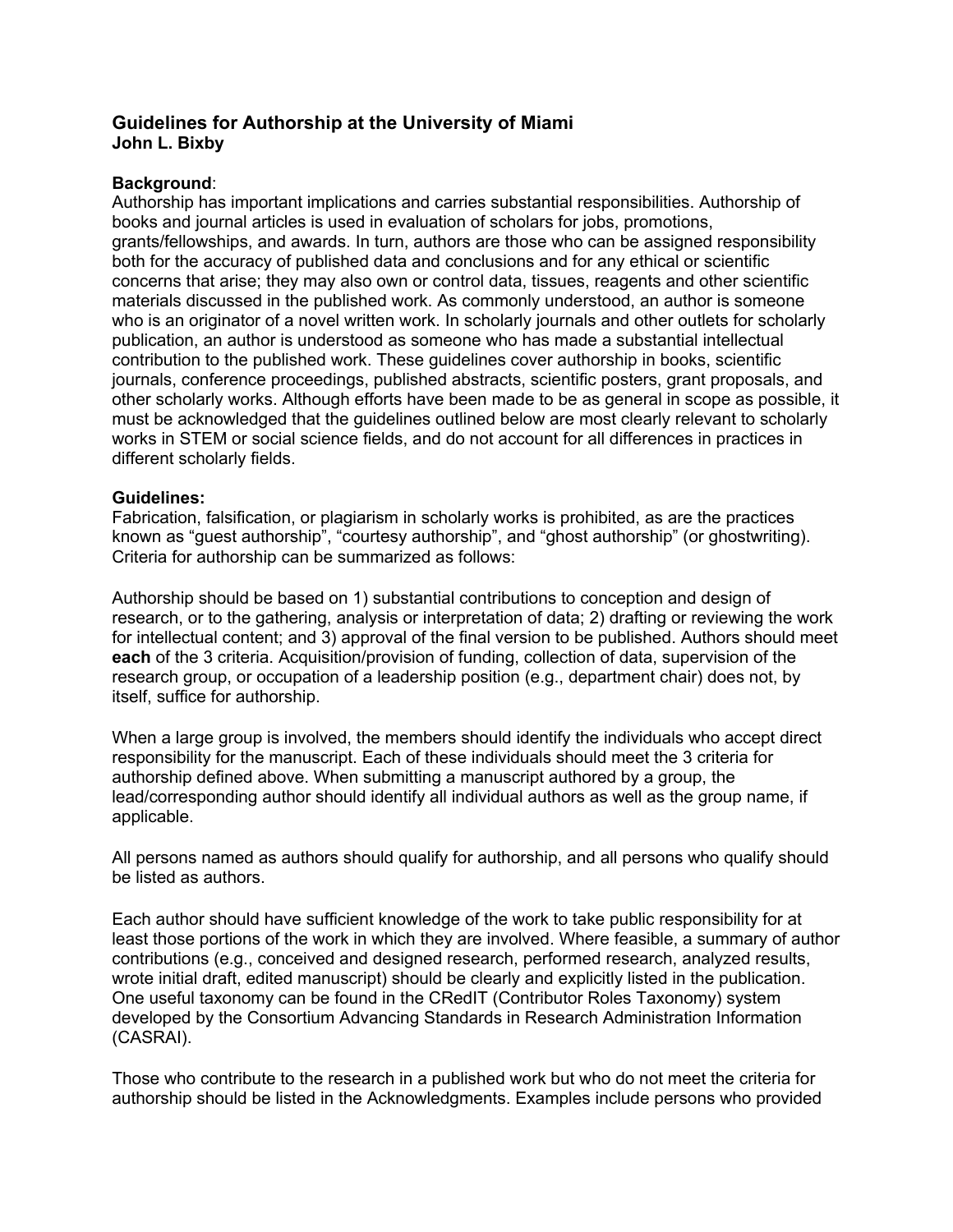# Guidelines for Authorship at the University of Miami

**John L. Bixby**

**Background**:
Authorship has important implications and carries substantial responsibilities. Authorship of books and journal articles is used in evaluation of scholars for jobs, promotions, grants/fellowships, and awards. In turn, authors are those who can be assigned responsibility both for the accuracy of published data and conclusions and for any ethical or scientific concerns that arise; they may also own or control data, tissues, reagents and other scientific materials discussed in the published work. As commonly understood, an author is someone who is an originator of a novel written work. In scholarly journals and other outlets for scholarly publication, an author is understood as someone who has made a substantial intellectual contribution to the published work. These guidelines cover authorship in books, scientific journals, conference proceedings, published abstracts, scientific posters, grant proposals, and other scholarly works. Although efforts have been made to be as general in scope as possible, it must be acknowledged that the guidelines outlined below are most clearly relevant to scholarly works in STEM or social science fields, and do not account for all differences in practices in different scholarly fields.

**Guidelines:**
Fabrication, falsification, or plagiarism in scholarly works is prohibited, as are the practices known as "guest authorship", "courtesy authorship", and "ghost authorship" (or ghostwriting). Criteria for authorship can be summarized as follows:

Authorship should be based on 1) substantial contributions to conception and design of research, or to the gathering, analysis or interpretation of data; 2) drafting or reviewing the work for intellectual content; and 3) approval of the final version to be published. Authors should meet **each** of the 3 criteria. Acquisition/provision of funding, collection of data, supervision of the research group, or occupation of a leadership position (e.g., department chair) does not, by itself, suffice for authorship.

When a large group is involved, the members should identify the individuals who accept direct responsibility for the manuscript. Each of these individuals should meet the 3 criteria for authorship defined above. When submitting a manuscript authored by a group, the lead/corresponding author should identify all individual authors as well as the group name, if applicable.

All persons named as authors should qualify for authorship, and all persons who qualify should be listed as authors.

Each author should have sufficient knowledge of the work to take public responsibility for at least those portions of the work in which they are involved. Where feasible, a summary of author contributions (e.g., conceived and designed research, performed research, analyzed results, wrote initial draft, edited manuscript) should be clearly and explicitly listed in the publication. One useful taxonomy can be found in the CRedIT (Contributor Roles Taxonomy) system developed by the Consortium Advancing Standards in Research Administration Information (CASRAI).

Those who contribute to the research in a published work but who do not meet the criteria for authorship should be listed in the Acknowledgments. Examples include persons who provided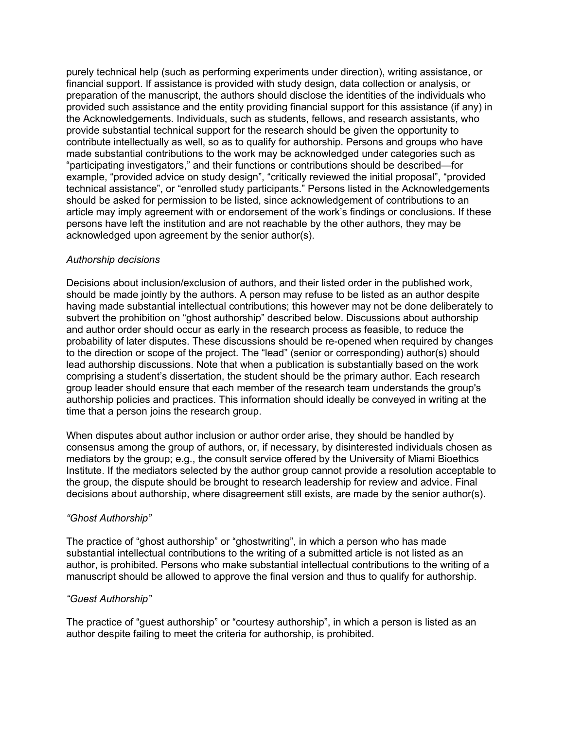purely technical help (such as performing experiments under direction), writing assistance, or financial support. If assistance is provided with study design, data collection or analysis, or preparation of the manuscript, the authors should disclose the identities of the individuals who provided such assistance and the entity providing financial support for this assistance (if any) in the Acknowledgements. Individuals, such as students, fellows, and research assistants, who provide substantial technical support for the research should be given the opportunity to contribute intellectually as well, so as to qualify for authorship. Persons and groups who have made substantial contributions to the work may be acknowledged under categories such as "participating investigators," and their functions or contributions should be described—for example, "provided advice on study design", "critically reviewed the initial proposal", "provided technical assistance", or "enrolled study participants." Persons listed in the Acknowledgements should be asked for permission to be listed, since acknowledgement of contributions to an article may imply agreement with or endorsement of the work's findings or conclusions. If these persons have left the institution and are not reachable by the other authors, they may be acknowledged upon agreement by the senior author(s).

*Authorship decisions*

Decisions about inclusion/exclusion of authors, and their listed order in the published work, should be made jointly by the authors. A person may refuse to be listed as an author despite having made substantial intellectual contributions; this however may not be done deliberately to subvert the prohibition on "ghost authorship" described below. Discussions about authorship and author order should occur as early in the research process as feasible, to reduce the probability of later disputes. These discussions should be re-opened when required by changes to the direction or scope of the project. The "lead" (senior or corresponding) author(s) should lead authorship discussions. Note that when a publication is substantially based on the work comprising a student's dissertation, the student should be the primary author. Each research group leader should ensure that each member of the research team understands the group's authorship policies and practices. This information should ideally be conveyed in writing at the time that a person joins the research group.

When disputes about author inclusion or author order arise, they should be handled by consensus among the group of authors, or, if necessary, by disinterested individuals chosen as mediators by the group; e.g., the consult service offered by the University of Miami Bioethics Institute. If the mediators selected by the author group cannot provide a resolution acceptable to the group, the dispute should be brought to research leadership for review and advice. Final decisions about authorship, where disagreement still exists, are made by the senior author(s).

*"Ghost Authorship"*

The practice of "ghost authorship" or "ghostwriting", in which a person who has made substantial intellectual contributions to the writing of a submitted article is not listed as an author, is prohibited. Persons who make substantial intellectual contributions to the writing of a manuscript should be allowed to approve the final version and thus to qualify for authorship.

*"Guest Authorship"*

The practice of "guest authorship" or "courtesy authorship", in which a person is listed as an author despite failing to meet the criteria for authorship, is prohibited.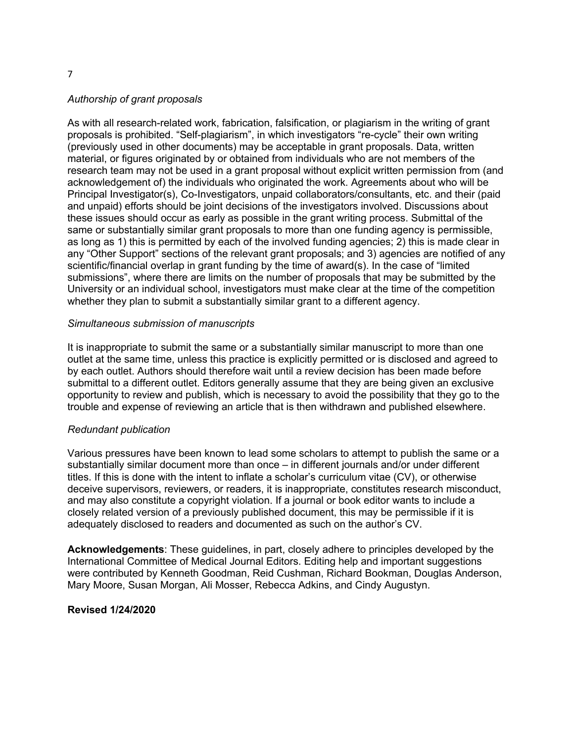*Authorship of grant proposals*

As with all research-related work, fabrication, falsification, or plagiarism in the writing of grant proposals is prohibited. "Self-plagiarism", in which investigators "re-cycle" their own writing (previously used in other documents) may be acceptable in grant proposals. Data, written material, or figures originated by or obtained from individuals who are not members of the research team may not be used in a grant proposal without explicit written permission from (and acknowledgement of) the individuals who originated the work. Agreements about who will be Principal Investigator(s), Co-Investigators, unpaid collaborators/consultants, etc. and their (paid and unpaid) efforts should be joint decisions of the investigators involved. Discussions about these issues should occur as early as possible in the grant writing process. Submittal of the same or substantially similar grant proposals to more than one funding agency is permissible, as long as 1) this is permitted by each of the involved funding agencies; 2) this is made clear in any "Other Support" sections of the relevant grant proposals; and 3) agencies are notified of any scientific/financial overlap in grant funding by the time of award(s). In the case of "limited submissions", where there are limits on the number of proposals that may be submitted by the University or an individual school, investigators must make clear at the time of the competition whether they plan to submit a substantially similar grant to a different agency.

*Simultaneous submission of manuscripts*

It is inappropriate to submit the same or a substantially similar manuscript to more than one outlet at the same time, unless this practice is explicitly permitted or is disclosed and agreed to by each outlet. Authors should therefore wait until a review decision has been made before submittal to a different outlet. Editors generally assume that they are being given an exclusive opportunity to review and publish, which is necessary to avoid the possibility that they go to the trouble and expense of reviewing an article that is then withdrawn and published elsewhere.

*Redundant publication*

Various pressures have been known to lead some scholars to attempt to publish the same or a substantially similar document more than once – in different journals and/or under different titles. If this is done with the intent to inflate a scholar's curriculum vitae (CV), or otherwise deceive supervisors, reviewers, or readers, it is inappropriate, constitutes research misconduct, and may also constitute a copyright violation. If a journal or book editor wants to include a closely related version of a previously published document, this may be permissible if it is adequately disclosed to readers and documented as such on the author's CV.

**Acknowledgements**: These guidelines, in part, closely adhere to principles developed by the International Committee of Medical Journal Editors. Editing help and important suggestions were contributed by Kenneth Goodman, Reid Cushman, Richard Bookman, Douglas Anderson, Mary Moore, Susan Morgan, Ali Mosser, Rebecca Adkins, and Cindy Augustyn.

**Revised 1/24/2020**